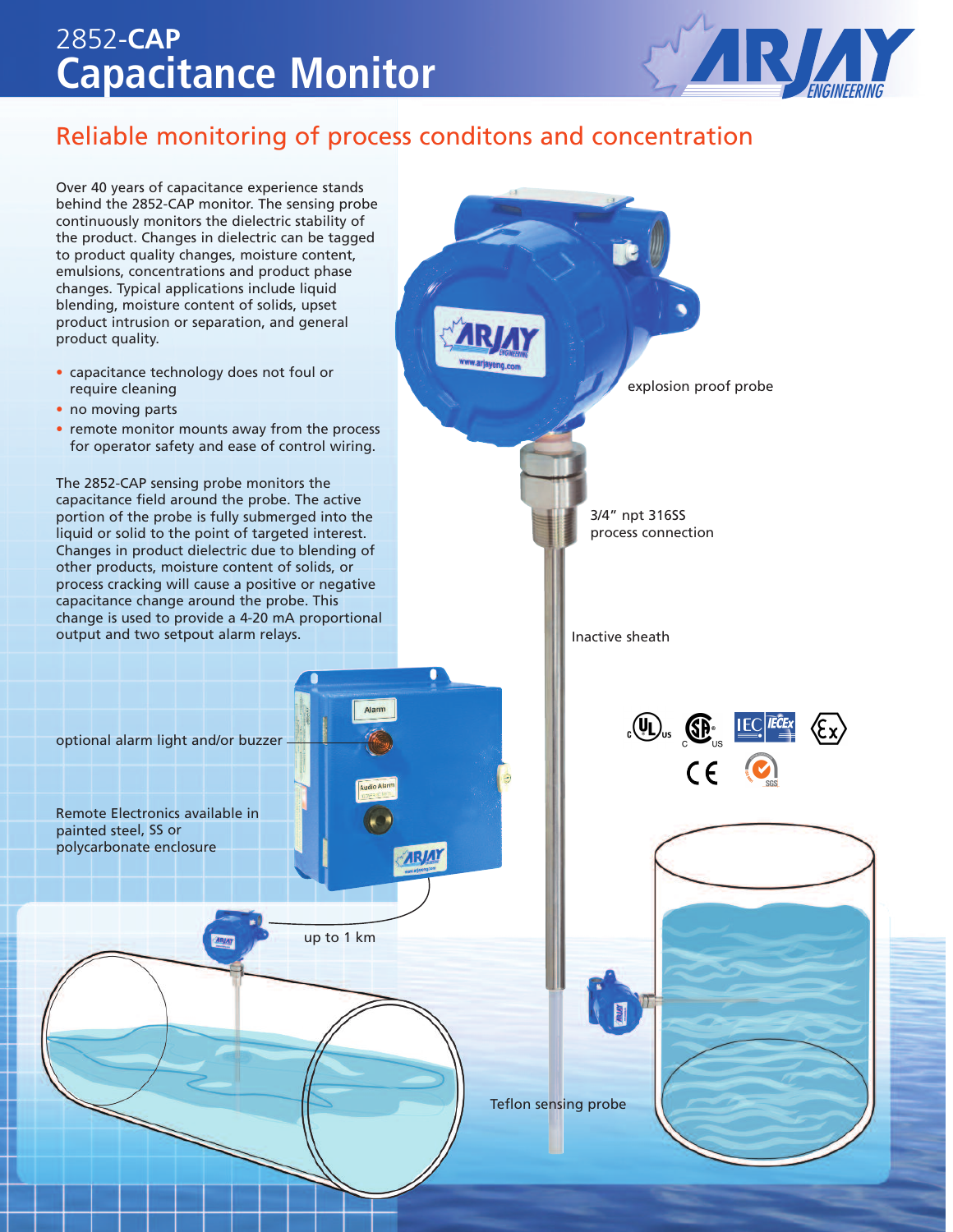# 2852-**CAP** Capacitance Monitor

## Reliable monitoring of process conditons and concentration

Over 40 years of capacitance experience stands behind the 2852-CAP monitor. The sensing probe continuously monitors the dielectric stability of the product. Changes in dielectric can be tagged to product quality changes, moisture content, emulsions, concentrations and product phase changes. Typical applications include liquid blending, moisture content of solids, upset product intrusion or separation, and general product quality.

- capacitance technology does not foul or require cleaning
- no moving parts
- remote monitor mounts away from the process for operator safety and ease of control wiring.

The 2852-CAP sensing probe monitors the capacitance field around the probe. The active portion of the probe is fully submerged into the liquid or solid to the point of targeted interest. Changes in product dielectric due to blending of other products, moisture content of solids, or process cracking will cause a positive or negative capacitance change around the probe. This change is used to provide a 4-20 mA proportional output and two setpout alarm relays.

explosion proof probe

3/4" npt 316SS process connection

Inactive sheath

optional alarm light and/or buzzer

Remote Electronics available in painted steel, SS or polycarbonate enclosure

up to 1 km

Teflon sensing probe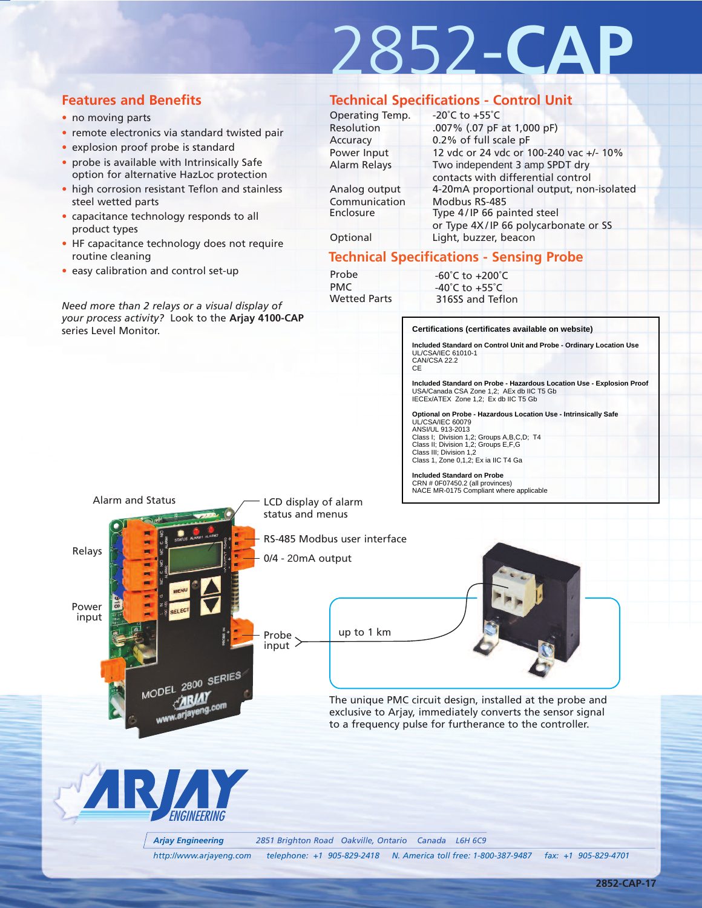# 2852-CAP

## Features and Benefits

- no moving parts
- remote electronics via standard twisted pair
- explosion proof probe is standard
- probe is available with Intrinsically Safe option for alternative HazLoc protection
- high corrosion resistant Teflon and stainless steel wetted parts
- capacitance technology responds to all product types
- HF capacitance technology does not require routine cleaning
- easy calibration and control set-up

*Need more than 2 relays or a visual display of your process activity?* Look to the **Arjay 4100-CAP** series Level Monitor.

## Technical Specifications - Control Unit

| | |
|---|---|
| Operating Temp. | -20˚C to +55˚C |
| Resolution | .007% (.07 pF at 1,000 pF) |
| Accuracy | 0.2% of full scale pF |
| Power Input | 12 vdc or 24 vdc or 100-240 vac +/- 10% |
| Alarm Relays | Two independent 3 amp SPDT dry contacts with differential control |
| Analog output | 4-20mA proportional output, non-isolated |
| Communication | Modbus RS-485 |
| Enclosure | Type 4/IP 66 painted steel or Type 4X/IP 66 polycarbonate or SS |
| Optional | Light, buzzer, beacon |

## Technical Specifications - Sensing Probe

| | |
|---|---|
| Probe | -60˚C to +200˚C |
| PMC | -40˚C to +55˚C |
| Wetted Parts | 316SS and Teflon |

**Certifications (certificates available on website)**

**Included Standard on Control Unit and Probe - Ordinary Location Use**
UL/CSA/IEC 61010-1
CAN/CSA 22.2
CE

**Included Standard on Probe - Hazardous Location Use - Explosion Proof**
USA/Canada CSA Zone 1,2; AEx db IIC T5 Gb
IECEx/ATEX Zone 1,2; Ex db IIC T5 Gb

**Optional on Probe - Hazardous Location Use - Intrinsically Safe**
UL/CSA/IEC 60079
ANSI/UL 913-2013
Class I; Division 1,2; Groups A,B,C,D; T4
Class II; Division 1,2; Groups E,F,G
Class III; Division 1,2
Class 1, Zone 0,1,2; Ex ia IIC T4 Ga

**Included Standard on Probe**
CRN # 0F07450.2 (all provinces)
NACE MR-0175 Compliant where applicable

Alarm and Status
Relays
Power input
LCD display of alarm status and menus
RS-485 Modbus user interface
0/4 - 20mA output
Probe input
up to 1 km

The unique PMC circuit design, installed at the probe and exclusive to Arjay, immediately converts the sensor signal to a frequency pulse for furtherance to the controller.

ARJAY ENGINEERING

*Arjay Engineering* *2851 Brighton Road Oakville, Ontario Canada L6H 6C9*
*http://www.arjayeng.com telephone: +1 905-829-2418 N. America toll free: 1-800-387-9487 fax: +1 905-829-4701*

**2852-CAP-17**